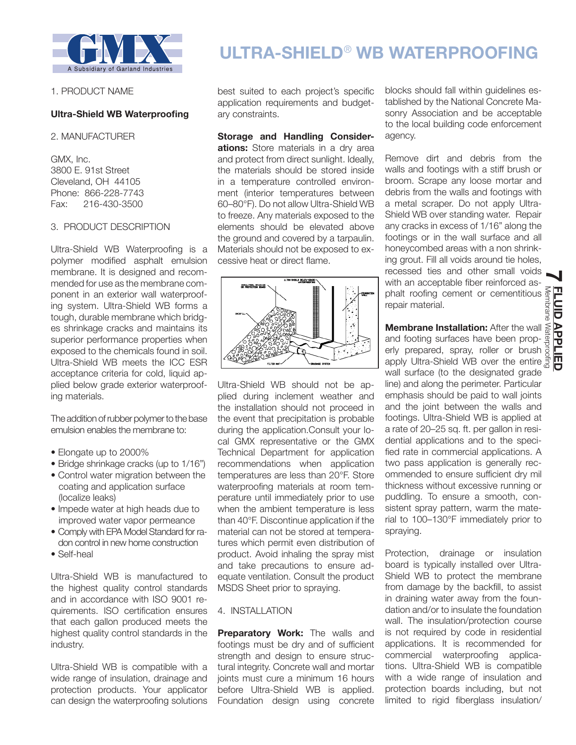# ULTRA-SHIELD® WB WATERPROOFING

1. PRODUCT NAME

**Ultra-Shield WB Waterproofing**

2. MANUFACTURER

GMX, Inc.
3800 E. 91st Street
Cleveland, OH 44105
Phone: 866-228-7743
Fax: 216-430-3500

3. PRODUCT DESCRIPTION

Ultra-Shield WB Waterproofing is a polymer modified asphalt emulsion membrane. It is designed and recommended for use as the membrane component in an exterior wall waterproofing system. Ultra-Shield WB forms a tough, durable membrane which bridges shrinkage cracks and maintains its superior performance properties when exposed to the chemicals found in soil. Ultra-Shield WB meets the ICC ESR acceptance criteria for cold, liquid applied below grade exterior waterproofing materials.

The addition of rubber polymer to the base emulsion enables the membrane to:

- Elongate up to 2000%
- Bridge shrinkage cracks (up to 1/16")
- Control water migration between the coating and application surface (localize leaks)
- Impede water at high heads due to improved water vapor permeance
- Comply with EPA Model Standard for radon control in new home construction
- Self-heal

Ultra-Shield WB is manufactured to the highest quality control standards and in accordance with ISO 9001 requirements. ISO certification ensures that each gallon produced meets the highest quality control standards in the industry.

Ultra-Shield WB is compatible with a wide range of insulation, drainage and protection products. Your applicator can design the waterproofing solutions best suited to each project's specific application requirements and budgetary constraints.

**Storage and Handling Considerations:** Store materials in a dry area and protect from direct sunlight. Ideally, the materials should be stored inside in a temperature controlled environment (interior temperatures between 60–80°F). Do not allow Ultra-Shield WB to freeze. Any materials exposed to the elements should be elevated above the ground and covered by a tarpaulin. Materials should not be exposed to excessive heat or direct flame.

Ultra-Shield WB should not be applied during inclement weather and the installation should not proceed in the event that precipitation is probable during the application.Consult your local GMX representative or the GMX Technical Department for application recommendations when application temperatures are less than 20°F. Store waterproofing materials at room temperature until immediately prior to use when the ambient temperature is less than 40°F. Discontinue application if the material can not be stored at temperatures which permit even distribution of product. Avoid inhaling the spray mist and take precautions to ensure adequate ventilation. Consult the product MSDS Sheet prior to spraying.

4. INSTALLATION

**Preparatory Work:** The walls and footings must be dry and of sufficient strength and design to ensure structural integrity. Concrete wall and mortar joints must cure a minimum 16 hours before Ultra-Shield WB is applied. Foundation design using concrete blocks should fall within guidelines established by the National Concrete Masonry Association and be acceptable to the local building code enforcement agency.

Remove dirt and debris from the walls and footings with a stiff brush or broom. Scrape any loose mortar and debris from the walls and footings with a metal scraper. Do not apply Ultra-Shield WB over standing water. Repair any cracks in excess of 1/16" along the footings or in the wall surface and all honeycombed areas with a non shrinking grout. Fill all voids around tie holes, recessed ties and other small voids with an acceptable fiber reinforced asphalt roofing cement or cementitious repair material.

**Membrane Installation:** After the wall and footing surfaces have been properly prepared, spray, roller or brush apply Ultra-Shield WB over the entire wall surface (to the designated grade line) and along the perimeter. Particular emphasis should be paid to wall joints and the joint between the walls and footings. Ultra-Shield WB is applied at a rate of 20–25 sq. ft. per gallon in residential applications and to the specified rate in commercial applications. A two pass application is generally recommended to ensure sufficient dry mil thickness without excessive running or puddling. To ensure a smooth, consistent spray pattern, warm the material to 100–130°F immediately prior to spraying.

Protection, drainage or insulation board is typically installed over Ultra-Shield WB to protect the membrane from damage by the backfill, to assist in draining water away from the foundation and/or to insulate the foundation wall. The insulation/protection course is not required by code in residential applications. It is recommended for commercial waterproofing applications. Ultra-Shield WB is compatible with a wide range of insulation and protection boards including, but not limited to rigid fiberglass insulation/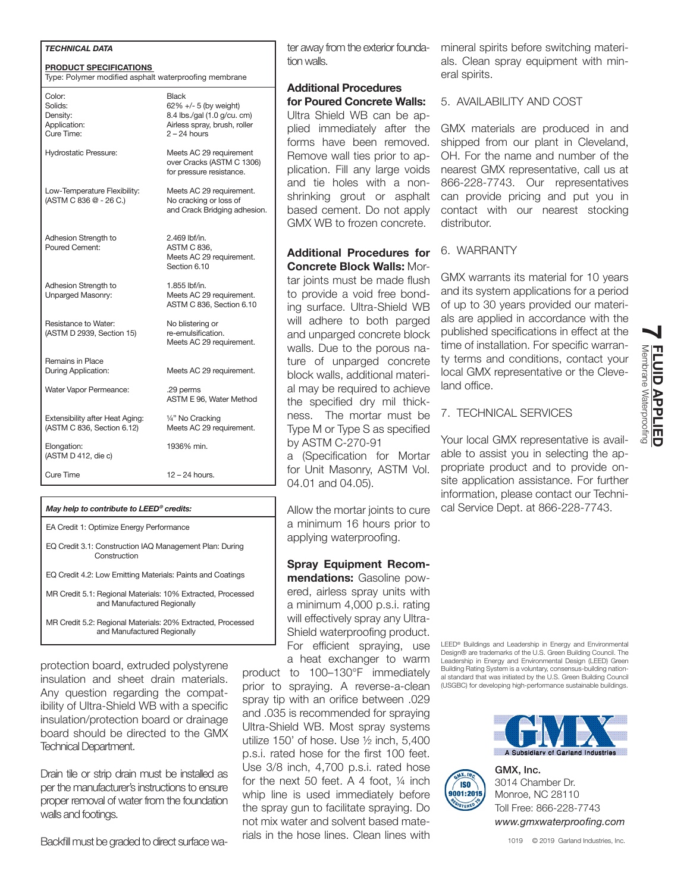**TECHNICAL DATA**

**PRODUCT SPECIFICATIONS**
Type: Polymer modified asphalt waterproofing membrane

| | |
|---|---|
| Color:<br>Solids:<br>Density:<br>Application:<br>Cure Time: | Black<br>62% +/- 5 (by weight)<br>8.4 lbs./gal (1.0 g/cu. cm)<br>Airless spray, brush, roller<br>2 – 24 hours |
| Hydrostatic Pressure: | Meets AC 29 requirement over Cracks (ASTM C 1306) for pressure resistance. |
| Low-Temperature Flexibility: (ASTM C 836 @ - 26 C.) | Meets AC 29 requirement. No cracking or loss of and Crack Bridging adhesion. |
| Adhesion Strength to Poured Cement: | 2.469 lbf/in. ASTM C 836, Meets AC 29 requirement. Section 6.10 |
| Adhesion Strength to Unparged Masonry: | 1.855 lbf/in. Meets AC 29 requirement. ASTM C 836, Section 6.10 |
| Resistance to Water: (ASTM D 2939, Section 15) | No blistering or re-emulsification. Meets AC 29 requirement. |
| Remains in Place During Application: | Meets AC 29 requirement. |
| Water Vapor Permeance: | .29 perms ASTM E 96, Water Method |
| Extensibility after Heat Aging: (ASTM C 836, Section 6.12) | ¼" No Cracking Meets AC 29 requirement. |
| Elongation: (ASTM D 412, die c) | 1936% min. |
| Cure Time | 12 – 24 hours. |

***May help to contribute to LEED® credits:***

- EA Credit 1: Optimize Energy Performance
- EQ Credit 3.1: Construction IAQ Management Plan: During Construction
- EQ Credit 4.2: Low Emitting Materials: Paints and Coatings
- MR Credit 5.1: Regional Materials: 10% Extracted, Processed and Manufactured Regionally
- MR Credit 5.2: Regional Materials: 20% Extracted, Processed and Manufactured Regionally

protection board, extruded polystyrene insulation and sheet drain materials. Any question regarding the compatibility of Ultra-Shield WB with a specific insulation/protection board or drainage board should be directed to the GMX Technical Department.

Drain tile or strip drain must be installed as per the manufacturer's instructions to ensure proper removal of water from the foundation walls and footings.

Backfill must be graded to direct surface water away from the exterior foundation walls.

**Additional Procedures for Poured Concrete Walls:** Ultra Shield WB can be applied immediately after the forms have been removed. Remove wall ties prior to application. Fill any large voids and tie holes with a non-shrinking grout or asphalt based cement. Do not apply GMX WB to frozen concrete.

**Additional Procedures for Concrete Block Walls:** Mortar joints must be made flush to provide a void free bonding surface. Ultra-Shield WB will adhere to both parged and unparged concrete block walls. Due to the porous nature of unparged concrete block walls, additional material may be required to achieve the specified dry mil thickness. The mortar must be Type M or Type S as specified by ASTM C-270-91 a (Specification for Mortar for Unit Masonry, ASTM Vol. 04.01 and 04.05).

Allow the mortar joints to cure a minimum 16 hours prior to applying waterproofing.

**Spray Equipment Recommendations:** Gasoline powered, airless spray units with a minimum 4,000 p.s.i. rating will effectively spray any Ultra-Shield waterproofing product. For efficient spraying, use a heat exchanger to warm product to 100–130°F immediately prior to spraying. A reverse-a-clean spray tip with an orifice between .029 and .035 is recommended for spraying Ultra-Shield WB. Most spray systems utilize 150' of hose. Use ½ inch, 5,400 p.s.i. rated hose for the first 100 feet. Use 3/8 inch, 4,700 p.s.i. rated hose for the next 50 feet. A 4 foot, ¼ inch whip line is used immediately before the spray gun to facilitate spraying. Do not mix water and solvent based materials in the hose lines. Clean lines with mineral spirits before switching materials. Clean spray equipment with mineral spirits.

## 5. AVAILABILITY AND COST

GMX materials are produced in and shipped from our plant in Cleveland, OH. For the name and number of the nearest GMX representative, call us at 866-228-7743. Our representatives can provide pricing and put you in contact with our nearest stocking distributor.

## 6. WARRANTY

GMX warrants its material for 10 years and its system applications for a period of up to 30 years provided our materials are applied in accordance with the published specifications in effect at the time of installation. For specific warranty terms and conditions, contact your local GMX representative or the Cleveland office.

## 7. TECHNICAL SERVICES

Your local GMX representative is available to assist you in selecting the appropriate product and to provide on-site application assistance. For further information, please contact our Technical Service Dept. at 866-228-7743.

**7 FLUID APPLIED**
Membrane Waterproofing

LEED® Buildings and Leadership in Energy and Environmental Design® are trademarks of the U.S. Green Building Council. The Leadership in Energy and Environmental Design (LEED) Green Building Rating System is a voluntary, consensus-building national standard that was initiated by the U.S. Green Building Council (USGBC) for developing high-performance sustainable buildings.

GMX
A Subsidiary of Garland Industries

GMX, INC. ISO 9001:2015 REGISTERED

**GMX, Inc.**
3014 Chamber Dr.
Monroe, NC 28110
Toll Free: 866-228-7743
*www.gmxwaterproofing.com*

1019 © 2019 Garland Industries, Inc.